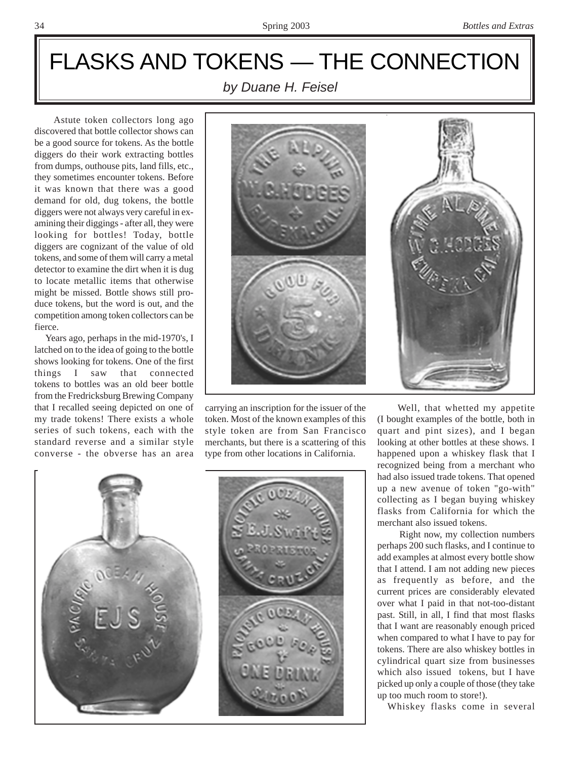# FLASKS AND TOKENS — THE CONNECTION

*by Duane H. Feisel*

Astute token collectors long ago discovered that bottle collector shows can be a good source for tokens. As the bottle diggers do their work extracting bottles from dumps, outhouse pits, land fills, etc., they sometimes encounter tokens. Before it was known that there was a good demand for old, dug tokens, the bottle diggers were not always very careful in examining their diggings - after all, they were looking for bottles! Today, bottle diggers are cognizant of the value of old tokens, and some of them will carry a metal detector to examine the dirt when it is dug to locate metallic items that otherwise might be missed. Bottle shows still produce tokens, but the word is out, and the competition among token collectors can be fierce.

Years ago, perhaps in the mid-1970's, I latched on to the idea of going to the bottle shows looking for tokens. One of the first things I saw that connected tokens to bottles was an old beer bottle from the Fredricksburg Brewing Company that I recalled seeing depicted on one of my trade tokens! There exists a whole series of such tokens, each with the standard reverse and a similar style converse - the obverse has an area carrying an inscription for the issuer of the token. Most of the known examples of this style token are from San Francisco merchants, but there is a scattering of this type from other locations in California.

Well, that whetted my appetite (I bought examples of the bottle, both in quart and pint sizes), and I began looking at other bottles at these shows. I happened upon a whiskey flask that I recognized being from a merchant who had also issued trade tokens. That opened up a new avenue of token "go-with" collecting as I began buying whiskey flasks from California for which the merchant also issued tokens.

Right now, my collection numbers perhaps 200 such flasks, and I continue to add examples at almost every bottle show that I attend. I am not adding new pieces as frequently as before, and the current prices are considerably elevated over what I paid in that not-too-distant past. Still, in all, I find that most flasks that I want are reasonably enough priced when compared to what I have to pay for tokens. There are also whiskey bottles in cylindrical quart size from businesses which also issued tokens, but I have picked up only a couple of those (they take up too much room to store!).

Whiskey flasks come in several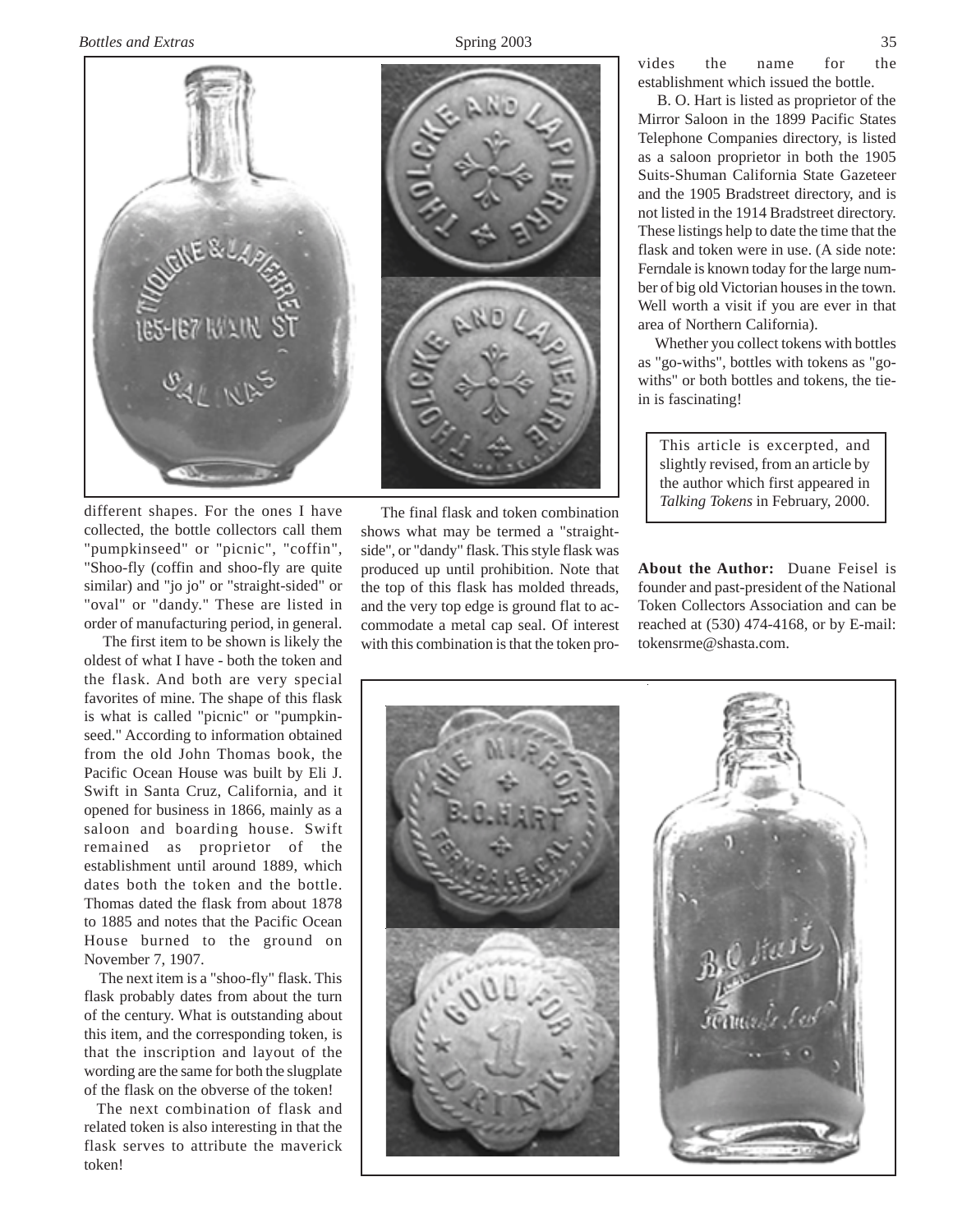different shapes. For the ones I have collected, the bottle collectors call them "pumpkinseed" or "picnic", "coffin", "Shoo-fly (coffin and shoo-fly are quite similar) and "jo jo" or "straight-sided" or "oval" or "dandy." These are listed in order of manufacturing period, in general.

The first item to be shown is likely the oldest of what I have - both the token and the flask. And both are very special favorites of mine. The shape of this flask is what is called "picnic" or "pumpkinseed." According to information obtained from the old John Thomas book, the Pacific Ocean House was built by Eli J. Swift in Santa Cruz, California, and it opened for business in 1866, mainly as a saloon and boarding house. Swift remained as proprietor of the establishment until around 1889, which dates both the token and the bottle. Thomas dated the flask from about 1878 to 1885 and notes that the Pacific Ocean House burned to the ground on November 7, 1907.

The next item is a "shoo-fly" flask. This flask probably dates from about the turn of the century. What is outstanding about this item, and the corresponding token, is that the inscription and layout of the wording are the same for both the slugplate of the flask on the obverse of the token!

The next combination of flask and related token is also interesting in that the flask serves to attribute the maverick token!

The final flask and token combination shows what may be termed a "straight-side", or "dandy" flask. This style flask was produced up until prohibition. Note that the top of this flask has molded threads, and the very top edge is ground flat to accommodate a metal cap seal. Of interest with this combination is that the token provides the name for the establishment which issued the bottle.

B. O. Hart is listed as proprietor of the Mirror Saloon in the 1899 Pacific States Telephone Companies directory, is listed as a saloon proprietor in both the 1905 Suits-Shuman California State Gazeteer and the 1905 Bradstreet directory, and is not listed in the 1914 Bradstreet directory. These listings help to date the time that the flask and token were in use. (A side note: Ferndale is known today for the large number of big old Victorian houses in the town. Well worth a visit if you are ever in that area of Northern California).

Whether you collect tokens with bottles as "go-withs", bottles with tokens as "go-withs" or both bottles and tokens, the tie-in is fascinating!

This article is excerpted, and slightly revised, from an article by the author which first appeared in *Talking Tokens* in February, 2000.

**About the Author:** Duane Feisel is founder and past-president of the National Token Collectors Association and can be reached at (530) 474-4168, or by E-mail: tokensrme@shasta.com.